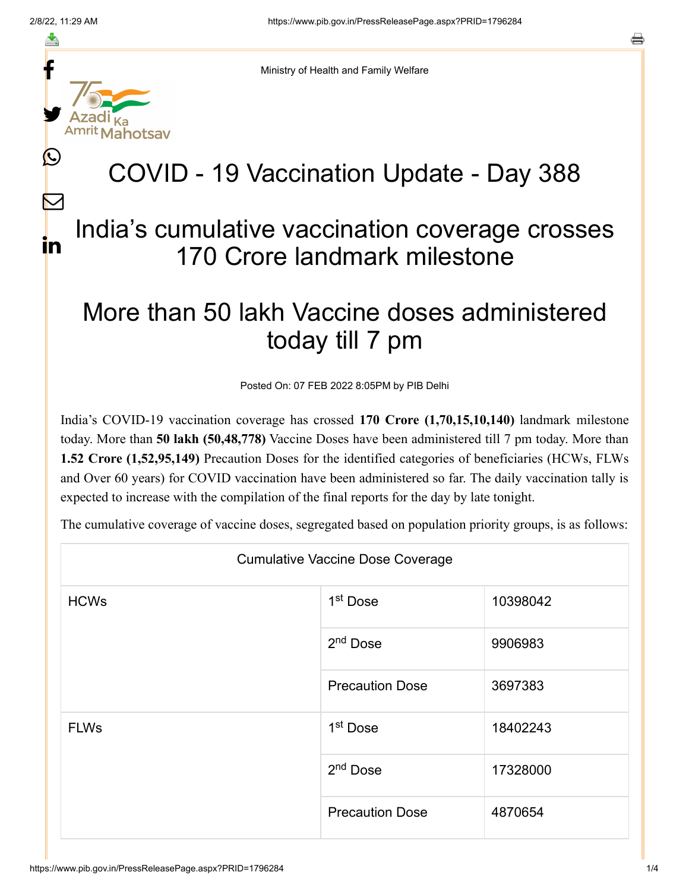Ministry of Health and Family Welfare

# COVID - 19 Vaccination Update - Day 388

## India's cumulative vaccination coverage crosses 170 Crore landmark milestone

## More than 50 lakh Vaccine doses administered today till 7 pm

Posted On: 07 FEB 2022 8:05PM by PIB Delhi

India's COVID-19 vaccination coverage has crossed **170 Crore (1,70,15,10,140)** landmark milestone today. More than **50 lakh (50,48,778)** Vaccine Doses have been administered till 7 pm today. More than **1.52 Crore (1,52,95,149)** Precaution Doses for the identified categories of beneficiaries (HCWs, FLWs and Over 60 years) for COVID vaccination have been administered so far. The daily vaccination tally is expected to increase with the compilation of the final reports for the day by late tonight.

The cumulative coverage of vaccine doses, segregated based on population priority groups, is as follows:

| Cumulative Vaccine Dose Coverage | | |
|---|---|---|
| HCWs | 1st Dose | 10398042 |
| | 2nd Dose | 9906983 |
| | Precaution Dose | 3697383 |
| FLWs | 1st Dose | 18402243 |
| | 2nd Dose | 17328000 |
| | Precaution Dose | 4870654 |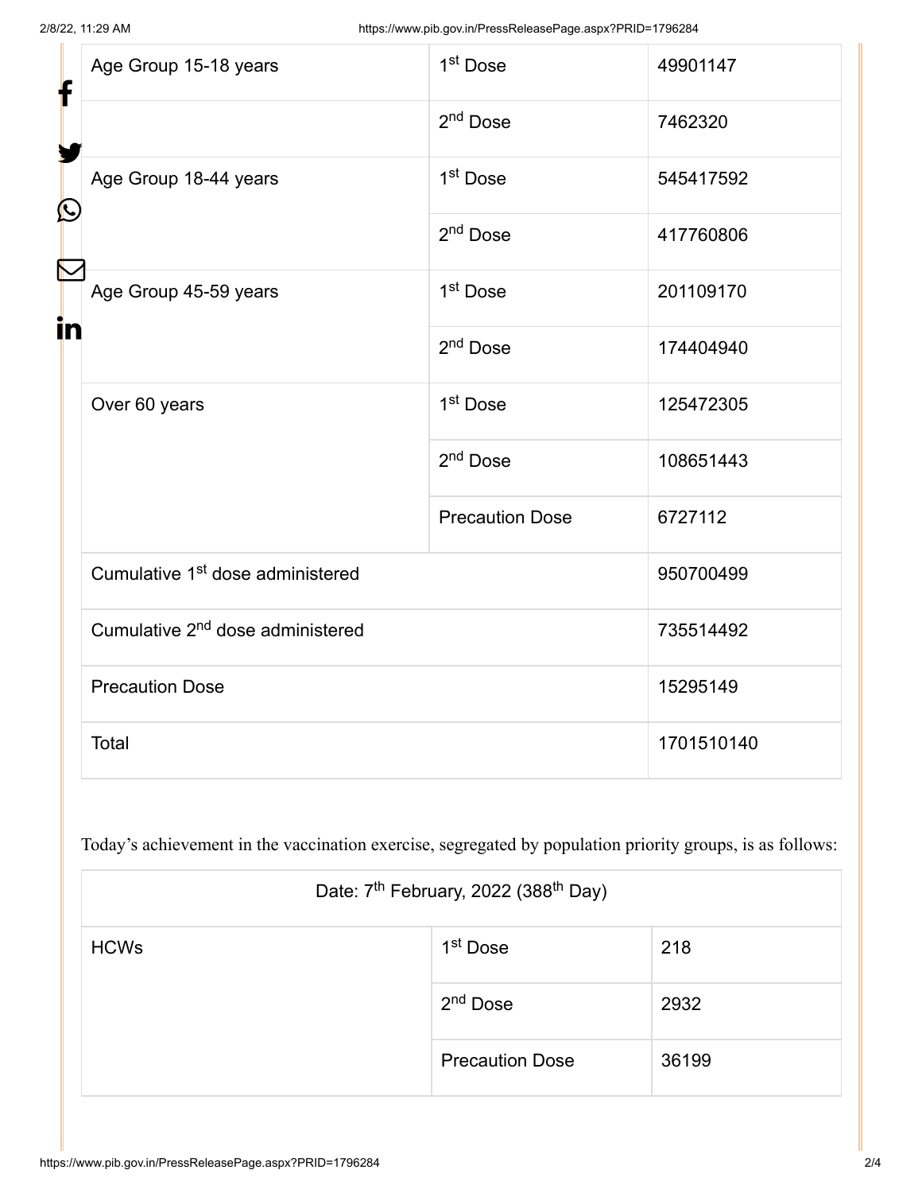| Age Group 15-18 years | 1st Dose | 49901147 |
|---|---|---|
| | 2nd Dose | 7462320 |
| Age Group 18-44 years | 1st Dose | 545417592 |
| | 2nd Dose | 417760806 |
| Age Group 45-59 years | 1st Dose | 201109170 |
| | 2nd Dose | 174404940 |
| Over 60 years | 1st Dose | 125472305 |
| | 2nd Dose | 108651443 |
| | Precaution Dose | 6727112 |
| Cumulative 1st dose administered | | 950700499 |
| Cumulative 2nd dose administered | | 735514492 |
| Precaution Dose | | 15295149 |
| Total | | 1701510140 |

Today's achievement in the vaccination exercise, segregated by population priority groups, is as follows:

| Date: 7th February, 2022 (388th Day) | | |
|---|---|---|
| HCWs | 1st Dose | 218 |
| | 2nd Dose | 2932 |
| | Precaution Dose | 36199 |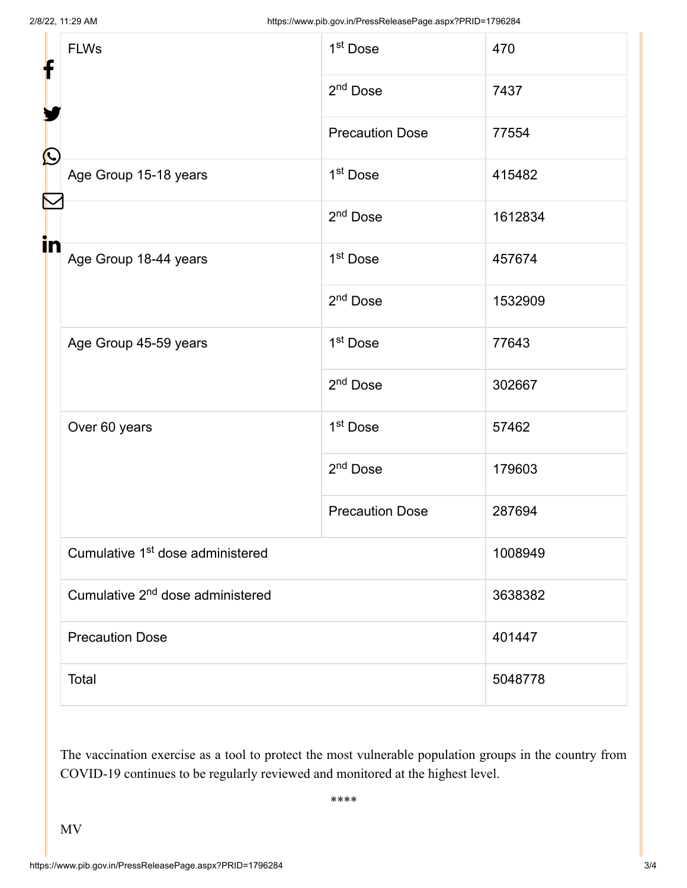| | | |
|---|---|---|
| FLWs | 1st Dose | 470 |
| | 2nd Dose | 7437 |
| | Precaution Dose | 77554 |
| Age Group 15-18 years | 1st Dose | 415482 |
| | 2nd Dose | 1612834 |
| Age Group 18-44 years | 1st Dose | 457674 |
| | 2nd Dose | 1532909 |
| Age Group 45-59 years | 1st Dose | 77643 |
| | 2nd Dose | 302667 |
| Over 60 years | 1st Dose | 57462 |
| | 2nd Dose | 179603 |
| | Precaution Dose | 287694 |
| Cumulative 1st dose administered | | 1008949 |
| Cumulative 2nd dose administered | | 3638382 |
| Precaution Dose | | 401447 |
| Total | | 5048778 |

The vaccination exercise as a tool to protect the most vulnerable population groups in the country from COVID-19 continues to be regularly reviewed and monitored at the highest level.

****

MV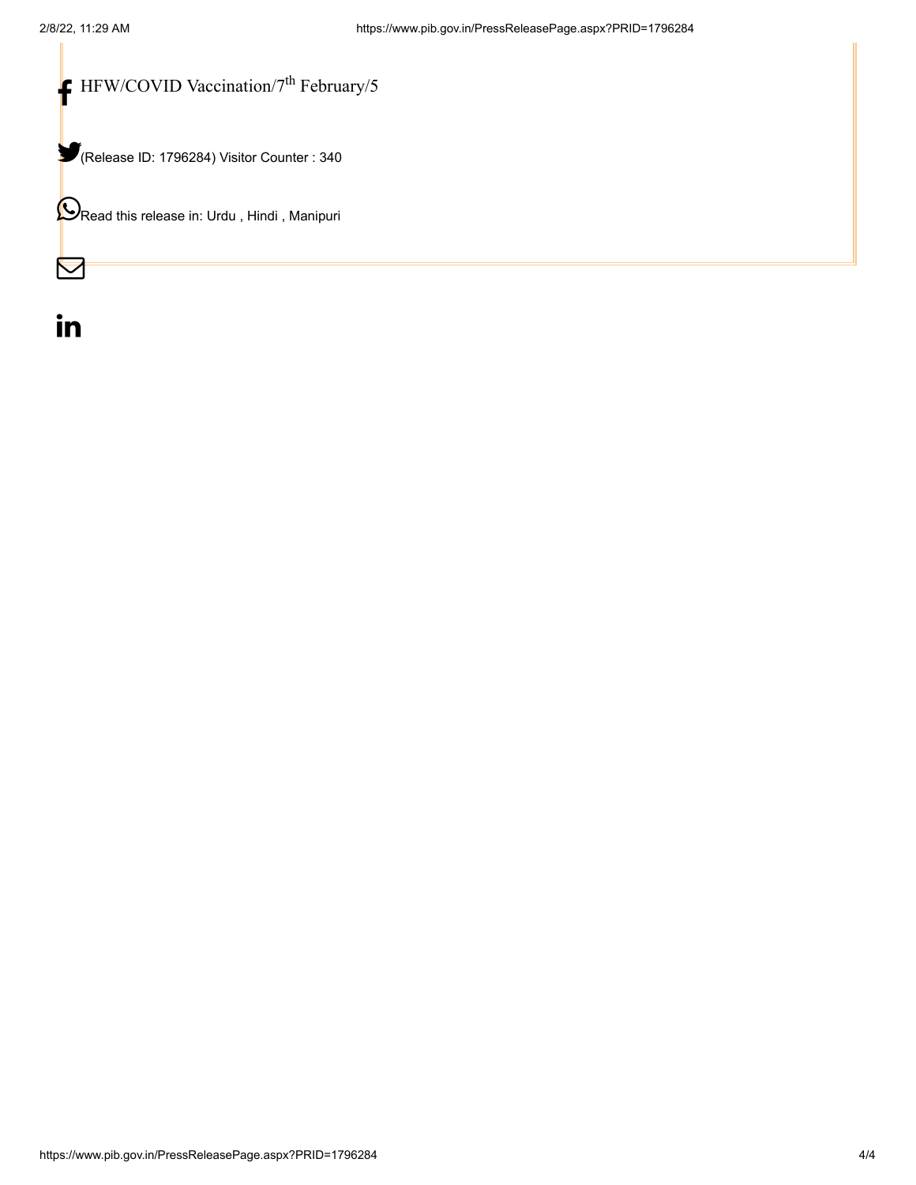HFW/COVID Vaccination/7th February/5

(Release ID: 1796284) Visitor Counter : 340

Read this release in: Urdu , Hindi , Manipuri